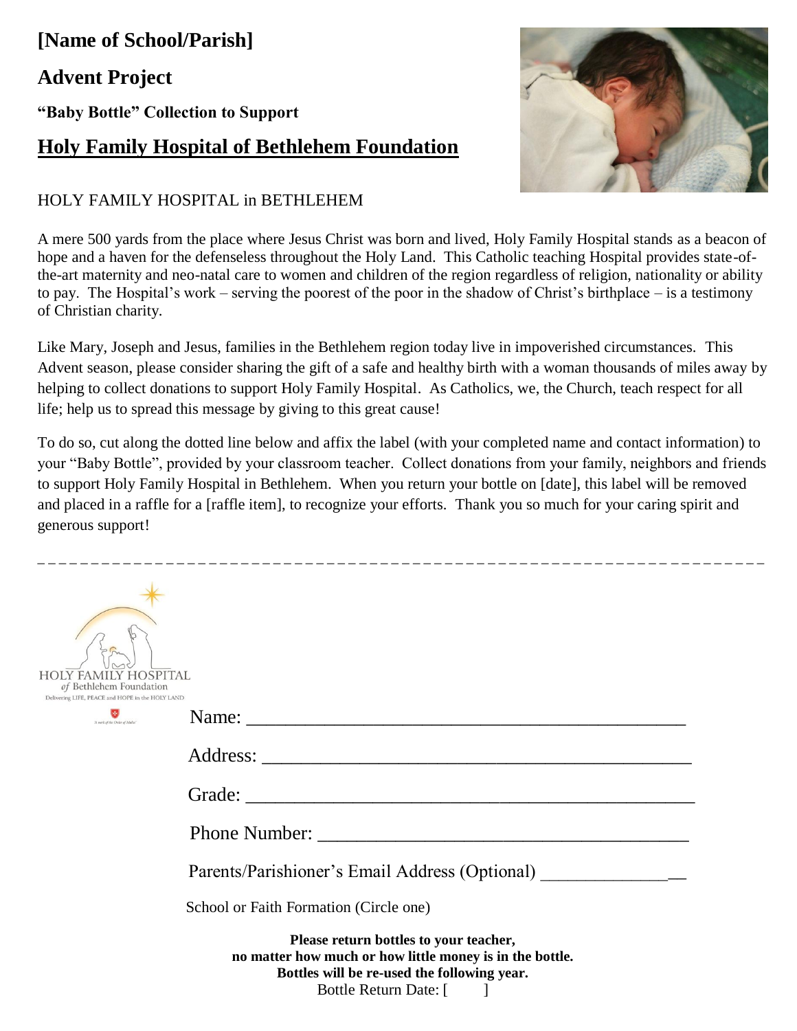# [Name of School/Parish]

## Advent Project

### "Baby Bottle" Collection to Support

## Holy Family Hospital of Bethlehem Foundation

HOLY FAMILY HOSPITAL in BETHLEHEM

A mere 500 yards from the place where Jesus Christ was born and lived, Holy Family Hospital stands as a beacon of hope and a haven for the defenseless throughout the Holy Land. This Catholic teaching Hospital provides state-of-the-art maternity and neo-natal care to women and children of the region regardless of religion, nationality or ability to pay. The Hospital's work – serving the poorest of the poor in the shadow of Christ's birthplace – is a testimony of Christian charity.

Like Mary, Joseph and Jesus, families in the Bethlehem region today live in impoverished circumstances. This Advent season, please consider sharing the gift of a safe and healthy birth with a woman thousands of miles away by helping to collect donations to support Holy Family Hospital. As Catholics, we, the Church, teach respect for all life; help us to spread this message by giving to this great cause!

To do so, cut along the dotted line below and affix the label (with your completed name and contact information) to your "Baby Bottle", provided by your classroom teacher. Collect donations from your family, neighbors and friends to support Holy Family Hospital in Bethlehem. When you return your bottle on [date], this label will be removed and placed in a raffle for a [raffle item], to recognize your efforts. Thank you so much for your caring spirit and generous support!

- - - - - - - - - - - - - - - - - - - - - - - - - - - - - - - - - - - - - - - - - - - - - - - - - - - - - - - - - - - - - - - - - -

HOLY FAMILY HOSPITAL
*of* Bethlehem Foundation
Delivering LIFE, PEACE and HOPE in the HOLY LAND

Name: ______________________________________________

Address: ____________________________________________

Grade: ______________________________________________

Phone Number: _______________________________________

Parents/Parishioner's Email Address (Optional) _______________

School or Faith Formation (Circle one)

**Please return bottles to your teacher,**
**no matter how much or how little money is in the bottle.**
**Bottles will be re-used the following year.**

Bottle Return Date: [ ]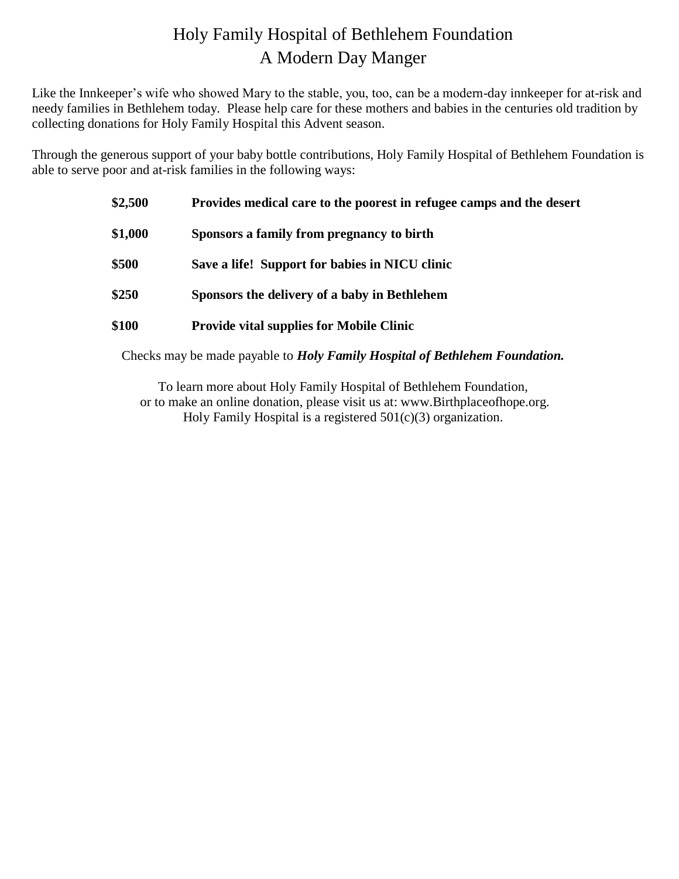# Holy Family Hospital of Bethlehem Foundation
## A Modern Day Manger

Like the Innkeeper's wife who showed Mary to the stable, you, too, can be a modern-day innkeeper for at-risk and needy families in Bethlehem today. Please help care for these mothers and babies in the centuries old tradition by collecting donations for Holy Family Hospital this Advent season.

Through the generous support of your baby bottle contributions, Holy Family Hospital of Bethlehem Foundation is able to serve poor and at-risk families in the following ways:

| | |
|---|---|
| **$2,500** | **Provides medical care to the poorest in refugee camps and the desert** |
| **$1,000** | **Sponsors a family from pregnancy to birth** |
| **$500** | **Save a life! Support for babies in NICU clinic** |
| **$250** | **Sponsors the delivery of a baby in Bethlehem** |
| **$100** | **Provide vital supplies for Mobile Clinic** |

Checks may be made payable to ***Holy Family Hospital of Bethlehem Foundation.***

To learn more about Holy Family Hospital of Bethlehem Foundation,
or to make an online donation, please visit us at: www.Birthplaceofhope.org.
Holy Family Hospital is a registered 501(c)(3) organization.